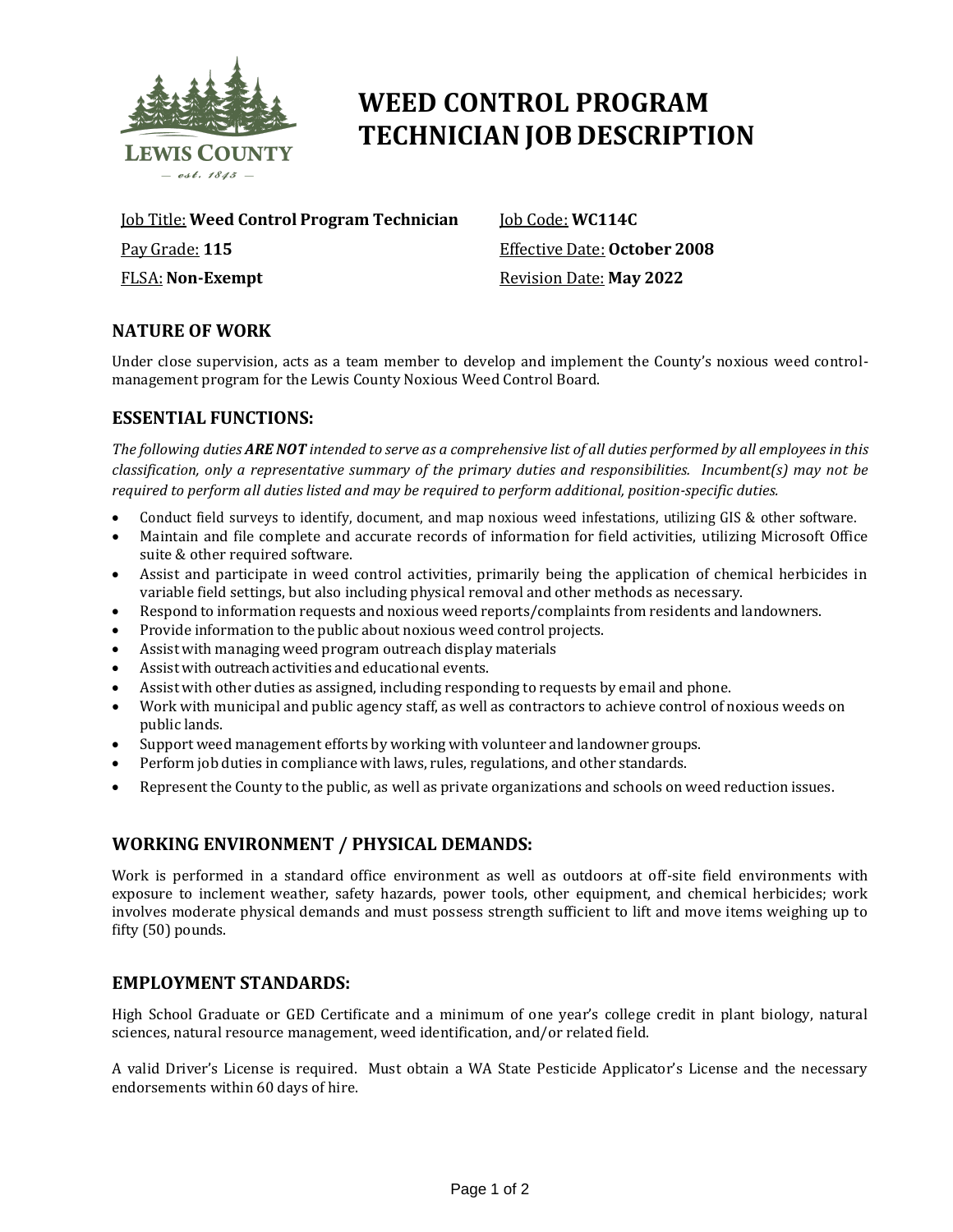# WEED CONTROL PROGRAM TECHNICIAN JOB DESCRIPTION

Job Title: **Weed Control Program Technician**

Job Code: **WC114C**

Pay Grade: **115**

Effective Date: **October 2008**

FLSA: **Non-Exempt**

Revision Date: **May 2022**

## NATURE OF WORK

Under close supervision, acts as a team member to develop and implement the County's noxious weed control-management program for the Lewis County Noxious Weed Control Board.

## ESSENTIAL FUNCTIONS:

*The following duties **ARE NOT** intended to serve as a comprehensive list of all duties performed by all employees in this classification, only a representative summary of the primary duties and responsibilities. Incumbent(s) may not be required to perform all duties listed and may be required to perform additional, position-specific duties.*

- Conduct field surveys to identify, document, and map noxious weed infestations, utilizing GIS & other software.
- Maintain and file complete and accurate records of information for field activities, utilizing Microsoft Office suite & other required software.
- Assist and participate in weed control activities, primarily being the application of chemical herbicides in variable field settings, but also including physical removal and other methods as necessary.
- Respond to information requests and noxious weed reports/complaints from residents and landowners.
- Provide information to the public about noxious weed control projects.
- Assist with managing weed program outreach display materials
- Assist with outreach activities and educational events.
- Assist with other duties as assigned, including responding to requests by email and phone.
- Work with municipal and public agency staff, as well as contractors to achieve control of noxious weeds on public lands.
- Support weed management efforts by working with volunteer and landowner groups.
- Perform job duties in compliance with laws, rules, regulations, and other standards.
- Represent the County to the public, as well as private organizations and schools on weed reduction issues.

## WORKING ENVIRONMENT / PHYSICAL DEMANDS:

Work is performed in a standard office environment as well as outdoors at off-site field environments with exposure to inclement weather, safety hazards, power tools, other equipment, and chemical herbicides; work involves moderate physical demands and must possess strength sufficient to lift and move items weighing up to fifty (50) pounds.

## EMPLOYMENT STANDARDS:

High School Graduate or GED Certificate and a minimum of one year's college credit in plant biology, natural sciences, natural resource management, weed identification, and/or related field.

A valid Driver's License is required. Must obtain a WA State Pesticide Applicator's License and the necessary endorsements within 60 days of hire.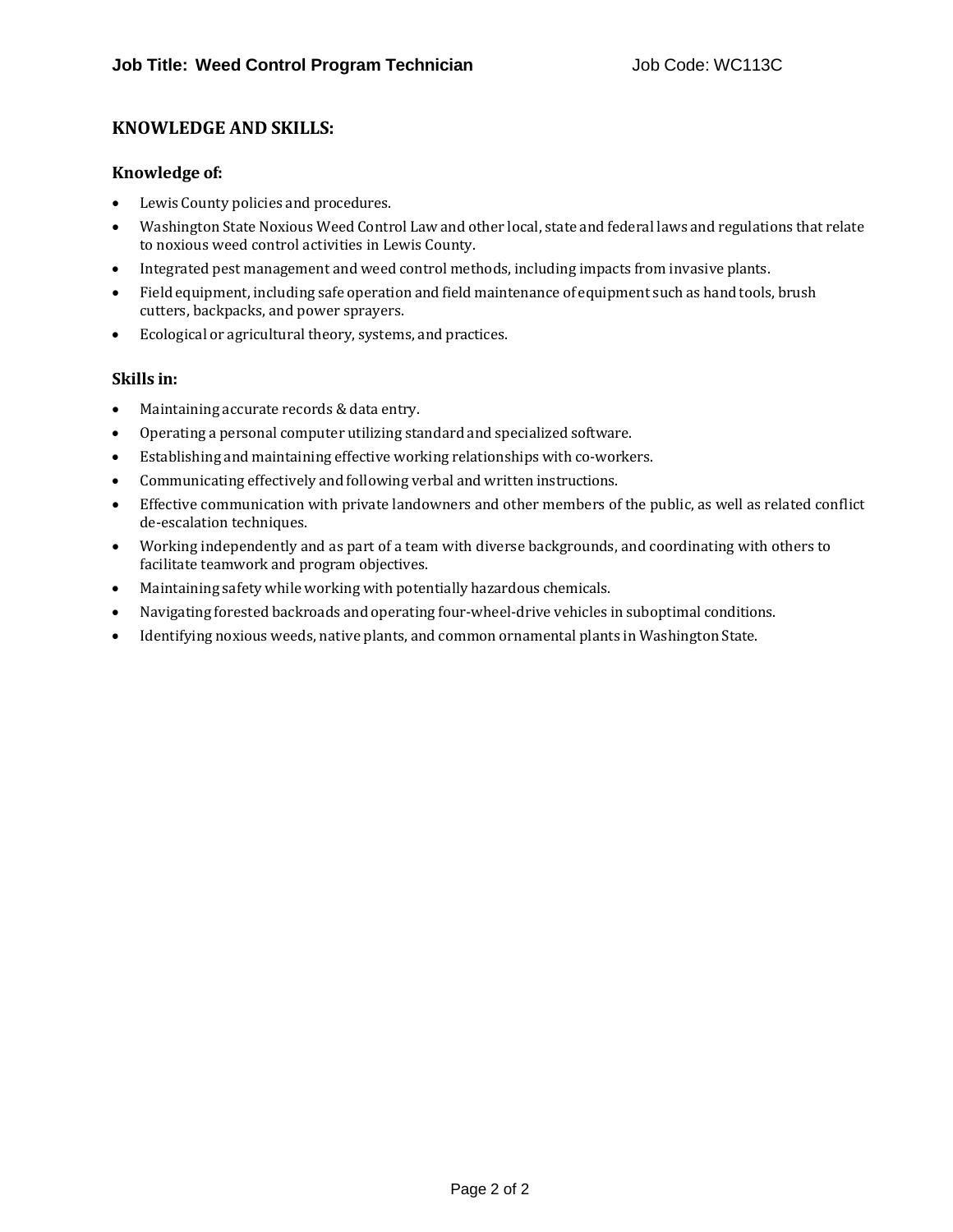## KNOWLEDGE AND SKILLS:

### Knowledge of:

- Lewis County policies and procedures.
- Washington State Noxious Weed Control Law and other local, state and federal laws and regulations that relate to noxious weed control activities in Lewis County.
- Integrated pest management and weed control methods, including impacts from invasive plants.
- Field equipment, including safe operation and field maintenance of equipment such as hand tools, brush cutters, backpacks, and power sprayers.
- Ecological or agricultural theory, systems, and practices.

### Skills in:

- Maintaining accurate records & data entry.
- Operating a personal computer utilizing standard and specialized software.
- Establishing and maintaining effective working relationships with co-workers.
- Communicating effectively and following verbal and written instructions.
- Effective communication with private landowners and other members of the public, as well as related conflict de-escalation techniques.
- Working independently and as part of a team with diverse backgrounds, and coordinating with others to facilitate teamwork and program objectives.
- Maintaining safety while working with potentially hazardous chemicals.
- Navigating forested backroads and operating four-wheel-drive vehicles in suboptimal conditions.
- Identifying noxious weeds, native plants, and common ornamental plants in Washington State.